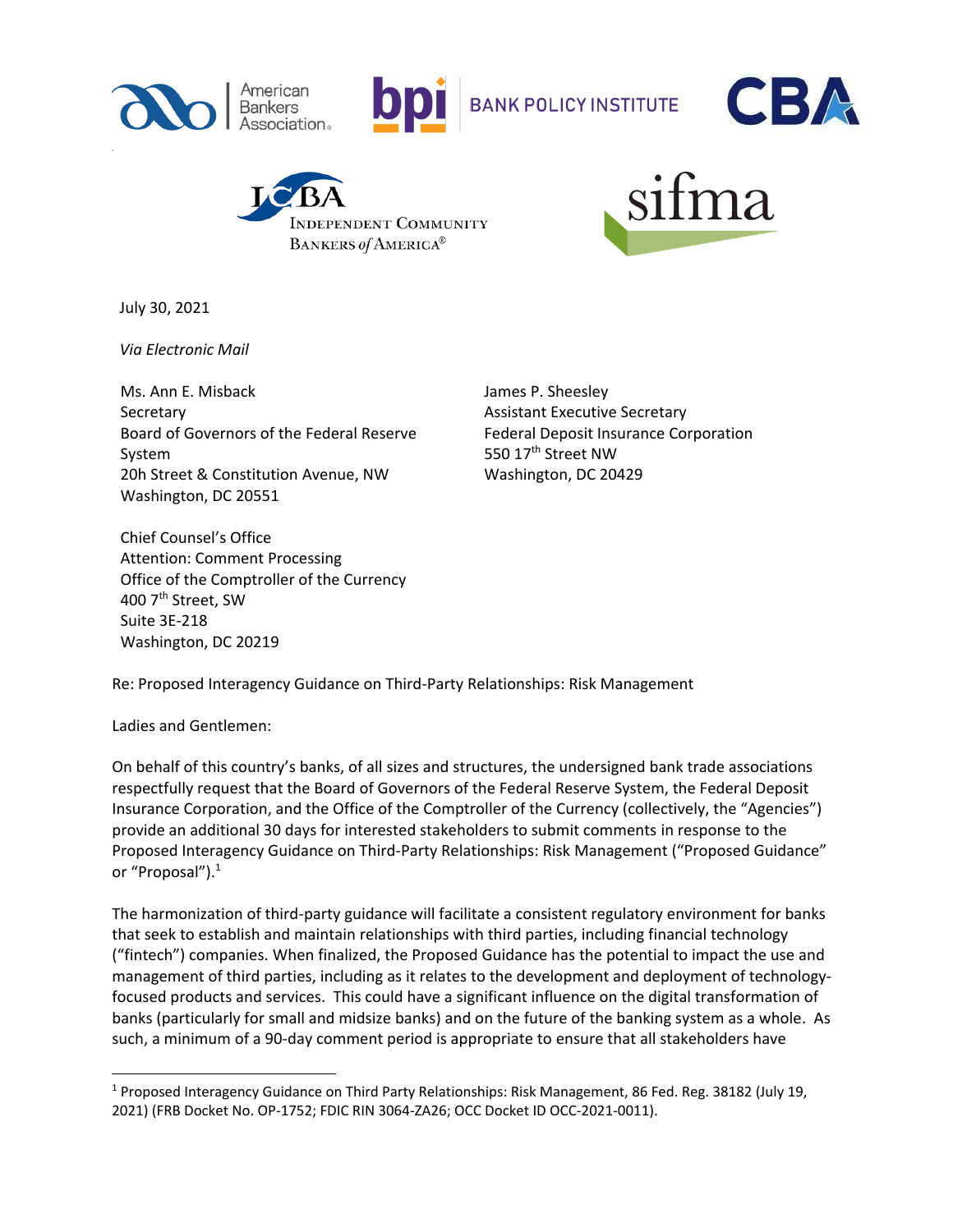July 30, 2021

*Via Electronic Mail*

Ms. Ann E. Misback
Secretary
Board of Governors of the Federal Reserve System
20h Street & Constitution Avenue, NW
Washington, DC 20551

James P. Sheesley
Assistant Executive Secretary
Federal Deposit Insurance Corporation
550 17th Street NW
Washington, DC 20429

Chief Counsel's Office
Attention: Comment Processing
Office of the Comptroller of the Currency
400 7th Street, SW
Suite 3E-218
Washington, DC 20219

Re: Proposed Interagency Guidance on Third-Party Relationships: Risk Management

Ladies and Gentlemen:

On behalf of this country's banks, of all sizes and structures, the undersigned bank trade associations respectfully request that the Board of Governors of the Federal Reserve System, the Federal Deposit Insurance Corporation, and the Office of the Comptroller of the Currency (collectively, the "Agencies") provide an additional 30 days for interested stakeholders to submit comments in response to the Proposed Interagency Guidance on Third-Party Relationships: Risk Management ("Proposed Guidance" or "Proposal").[1]

The harmonization of third-party guidance will facilitate a consistent regulatory environment for banks that seek to establish and maintain relationships with third parties, including financial technology ("fintech") companies. When finalized, the Proposed Guidance has the potential to impact the use and management of third parties, including as it relates to the development and deployment of technology-focused products and services. This could have a significant influence on the digital transformation of banks (particularly for small and midsize banks) and on the future of the banking system as a whole. As such, a minimum of a 90-day comment period is appropriate to ensure that all stakeholders have

[1] Proposed Interagency Guidance on Third Party Relationships: Risk Management, 86 Fed. Reg. 38182 (July 19, 2021) (FRB Docket No. OP-1752; FDIC RIN 3064-ZA26; OCC Docket ID OCC-2021-0011).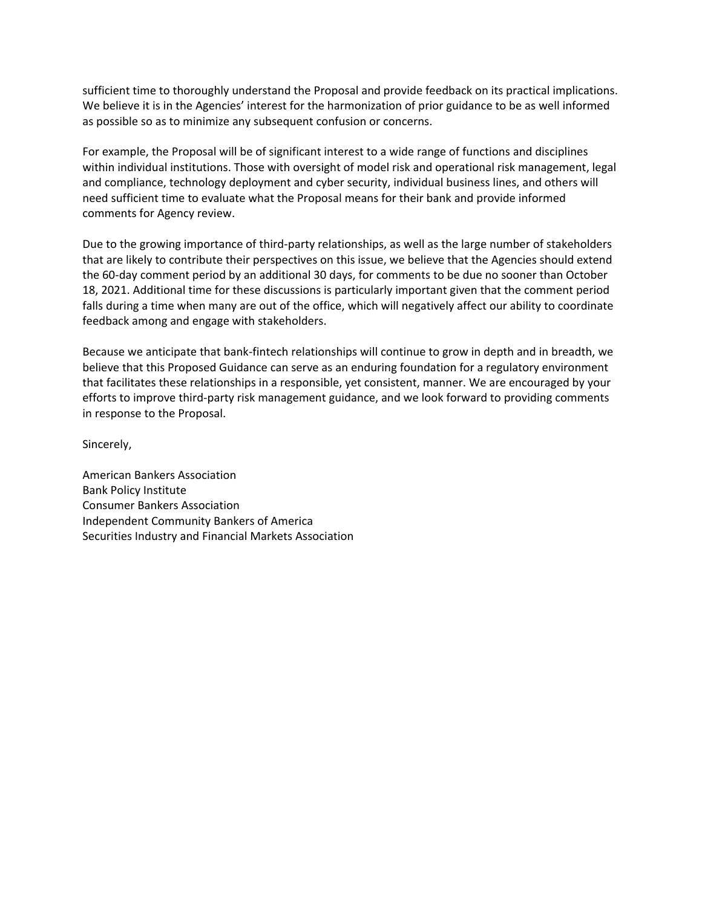sufficient time to thoroughly understand the Proposal and provide feedback on its practical implications. We believe it is in the Agencies' interest for the harmonization of prior guidance to be as well informed as possible so as to minimize any subsequent confusion or concerns.

For example, the Proposal will be of significant interest to a wide range of functions and disciplines within individual institutions. Those with oversight of model risk and operational risk management, legal and compliance, technology deployment and cyber security, individual business lines, and others will need sufficient time to evaluate what the Proposal means for their bank and provide informed comments for Agency review.

Due to the growing importance of third-party relationships, as well as the large number of stakeholders that are likely to contribute their perspectives on this issue, we believe that the Agencies should extend the 60-day comment period by an additional 30 days, for comments to be due no sooner than October 18, 2021. Additional time for these discussions is particularly important given that the comment period falls during a time when many are out of the office, which will negatively affect our ability to coordinate feedback among and engage with stakeholders.

Because we anticipate that bank-fintech relationships will continue to grow in depth and in breadth, we believe that this Proposed Guidance can serve as an enduring foundation for a regulatory environment that facilitates these relationships in a responsible, yet consistent, manner. We are encouraged by your efforts to improve third-party risk management guidance, and we look forward to providing comments in response to the Proposal.

Sincerely,

American Bankers Association  
Bank Policy Institute  
Consumer Bankers Association  
Independent Community Bankers of America  
Securities Industry and Financial Markets Association